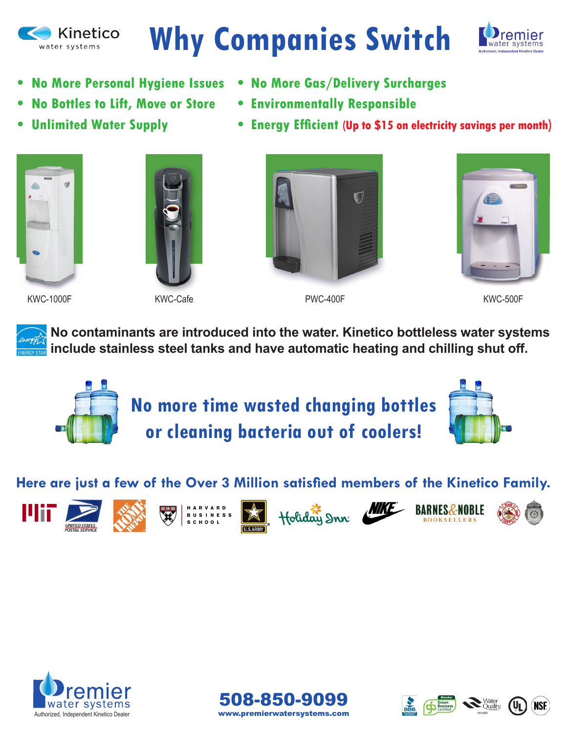Kinetico water systems

# Why Companies Switch

Premier water systems — Authorized, Independent Kinetico Dealer

- No More Personal Hygiene Issues
- No Bottles to Lift, Move or Store
- Unlimited Water Supply
- No More Gas/Delivery Surcharges
- Environmentally Responsible
- Energy Efficient (Up to $15 on electricity savings per month)

KWC-1000F

KWC-Cafe

PWC-400F

KWC-500F

ENERGY STAR

**No contaminants are introduced into the water. Kinetico bottleless water systems include stainless steel tanks and have automatic heating and chilling shut off.**

## No more time wasted changing bottles or cleaning bacteria out of coolers!

### Here are just a few of the Over 3 Million satisfied members of the Kinetico Family.

MIT · United States Postal Service · The Home Depot · Harvard Business School · U.S. Army · Holiday Inn · Nike · Barnes & Noble Booksellers · Fire Dept · Police

Premier water systems — Authorized, Independent Kinetico Dealer

**508-850-9099**
www.premierwatersystems.com

BBB · Member Green Business Certified · Water Quality Member · UL · NSF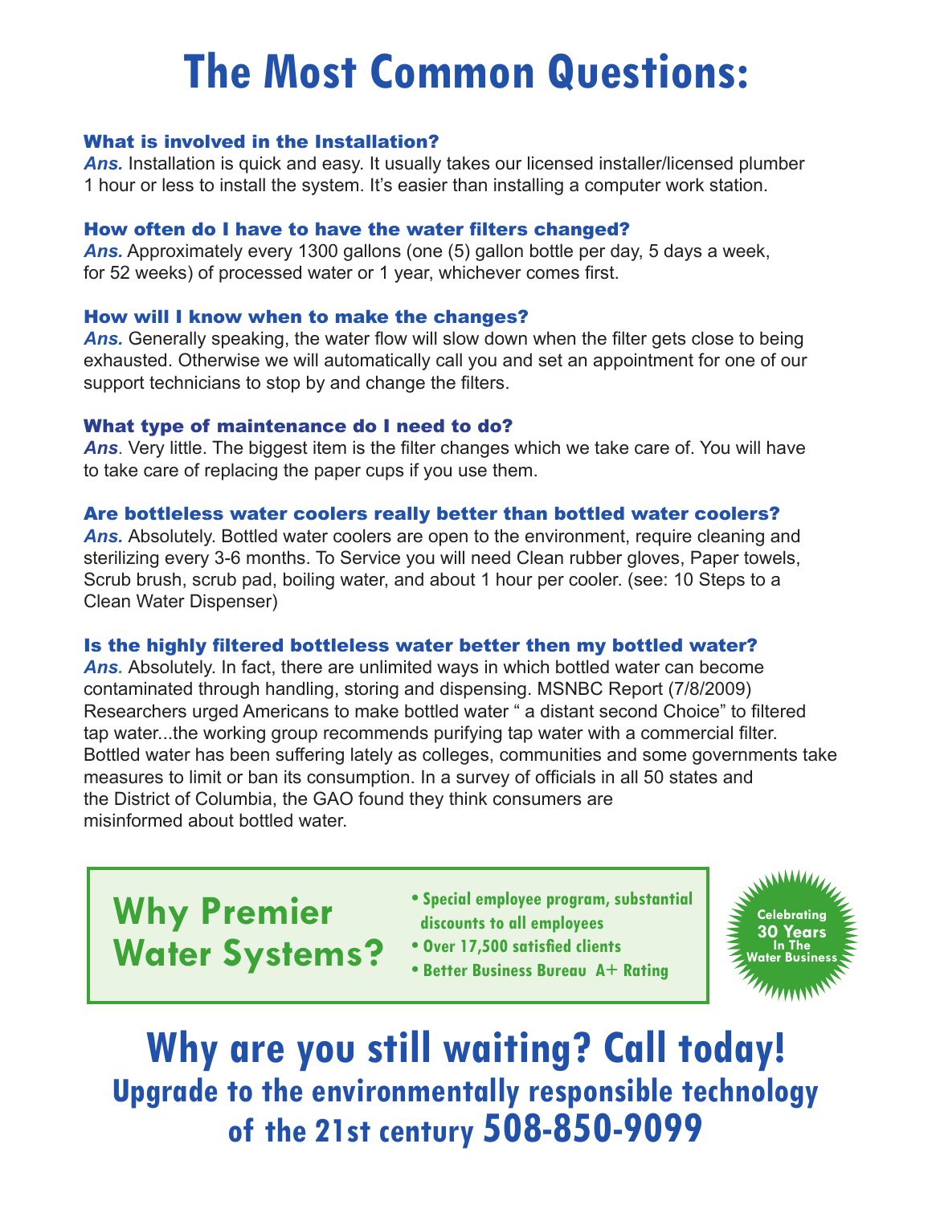# The Most Common Questions:

### What is involved in the Installation?

***Ans.*** Installation is quick and easy. It usually takes our licensed installer/licensed plumber 1 hour or less to install the system. It's easier than installing a computer work station.

### How often do I have to have the water filters changed?

***Ans.*** Approximately every 1300 gallons (one (5) gallon bottle per day, 5 days a week, for 52 weeks) of processed water or 1 year, whichever comes first.

### How will I know when to make the changes?

***Ans.*** Generally speaking, the water flow will slow down when the filter gets close to being exhausted. Otherwise we will automatically call you and set an appointment for one of our support technicians to stop by and change the filters.

### What type of maintenance do I need to do?

***Ans***. Very little. The biggest item is the filter changes which we take care of. You will have to take care of replacing the paper cups if you use them.

### Are bottleless water coolers really better than bottled water coolers?

***Ans.*** Absolutely. Bottled water coolers are open to the environment, require cleaning and sterilizing every 3-6 months. To Service you will need Clean rubber gloves, Paper towels, Scrub brush, scrub pad, boiling water, and about 1 hour per cooler. (see: 10 Steps to a Clean Water Dispenser)

### Is the highly filtered bottleless water better then my bottled water?

***Ans.*** Absolutely. In fact, there are unlimited ways in which bottled water can become contaminated through handling, storing and dispensing. MSNBC Report (7/8/2009) Researchers urged Americans to make bottled water " a distant second Choice" to filtered tap water...the working group recommends purifying tap water with a commercial filter. Bottled water has been suffering lately as colleges, communities and some governments take measures to limit or ban its consumption. In a survey of officials in all 50 states and the District of Columbia, the GAO found they think consumers are misinformed about bottled water.

## Why Premier Water Systems?

- **Special employee program, substantial discounts to all employees**
- **Over 17,500 satisfied clients**
- **Better Business Bureau A+ Rating**

**Celebrating 30 Years In The Water Business**

# Why are you still waiting? Call today!

## Upgrade to the environmentally responsible technology of the 21st century 508-850-9099